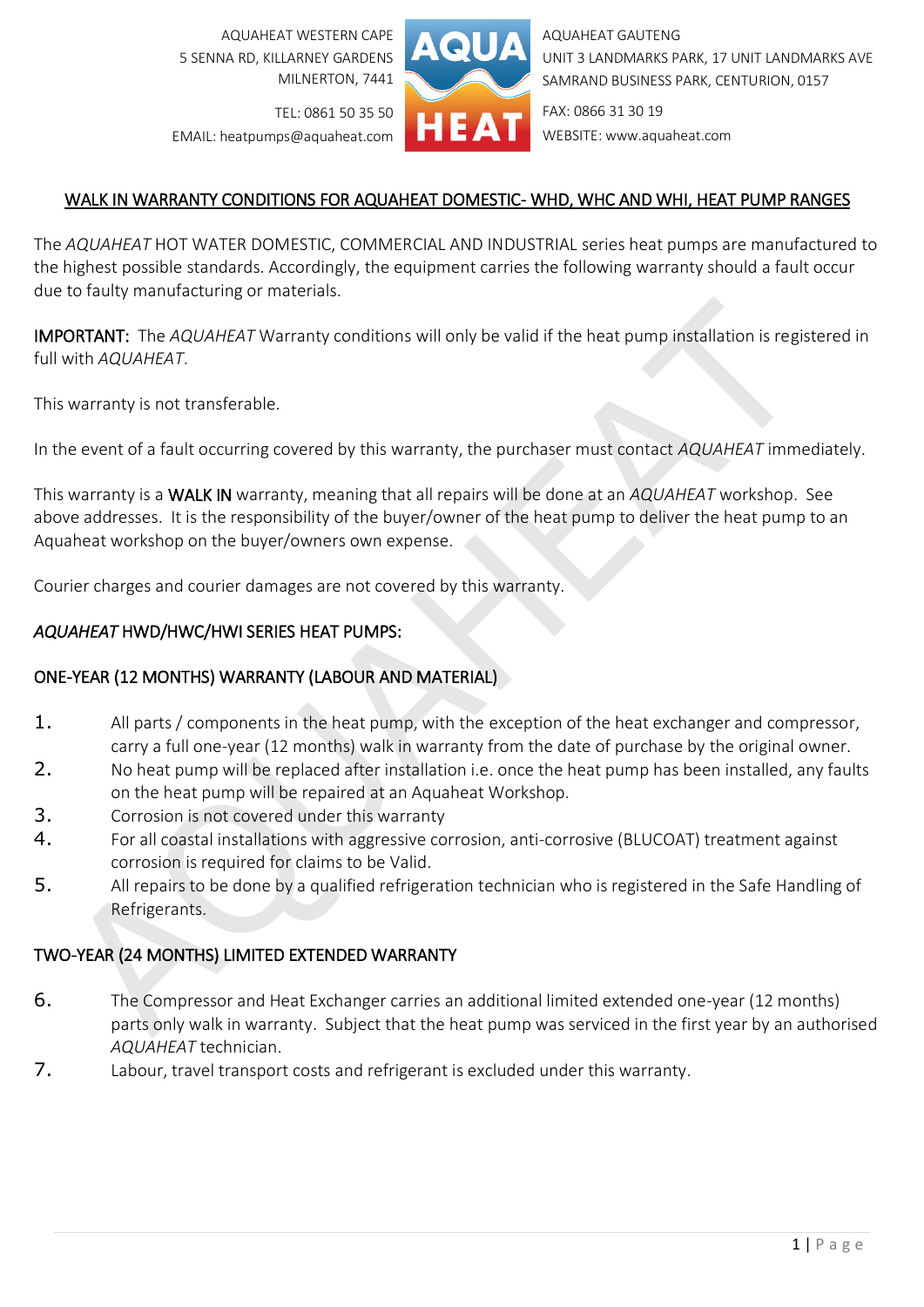AQUAHEAT WESTERN CAPE
5 SENNA RD, KILLARNEY GARDENS
MILNERTON, 7441

TEL: 0861 50 35 50
EMAIL: heatpumps@aquaheat.com

AQUAHEAT GAUTENG
UNIT 3 LANDMARKS PARK, 17 UNIT LANDMARKS AVE
SAMRAND BUSINESS PARK, CENTURION, 0157

FAX: 0866 31 30 19
WEBSITE: www.aquaheat.com

## WALK IN WARRANTY CONDITIONS FOR AQUAHEAT DOMESTIC- WHD, WHC AND WHI, HEAT PUMP RANGES

The *AQUAHEAT* HOT WATER DOMESTIC, COMMERCIAL AND INDUSTRIAL series heat pumps are manufactured to the highest possible standards. Accordingly, the equipment carries the following warranty should a fault occur due to faulty manufacturing or materials.

**IMPORTANT:** The *AQUAHEAT* Warranty conditions will only be valid if the heat pump installation is registered in full with *AQUAHEAT*.

This warranty is not transferable.

In the event of a fault occurring covered by this warranty, the purchaser must contact *AQUAHEAT* immediately.

This warranty is a **WALK IN** warranty, meaning that all repairs will be done at an *AQUAHEAT* workshop. See above addresses. It is the responsibility of the buyer/owner of the heat pump to deliver the heat pump to an Aquaheat workshop on the buyer/owners own expense.

Courier charges and courier damages are not covered by this warranty.

### *AQUAHEAT* HWD/HWC/HWI SERIES HEAT PUMPS:

### ONE-YEAR (12 MONTHS) WARRANTY (LABOUR AND MATERIAL)

1. All parts / components in the heat pump, with the exception of the heat exchanger and compressor, carry a full one-year (12 months) walk in warranty from the date of purchase by the original owner.
2. No heat pump will be replaced after installation i.e. once the heat pump has been installed, any faults on the heat pump will be repaired at an Aquaheat Workshop.
3. Corrosion is not covered under this warranty
4. For all coastal installations with aggressive corrosion, anti-corrosive (BLUCOAT) treatment against corrosion is required for claims to be Valid.
5. All repairs to be done by a qualified refrigeration technician who is registered in the Safe Handling of Refrigerants.

### TWO-YEAR (24 MONTHS) LIMITED EXTENDED WARRANTY

6. The Compressor and Heat Exchanger carries an additional limited extended one-year (12 months) parts only walk in warranty. Subject that the heat pump was serviced in the first year by an authorised *AQUAHEAT* technician.
7. Labour, travel transport costs and refrigerant is excluded under this warranty.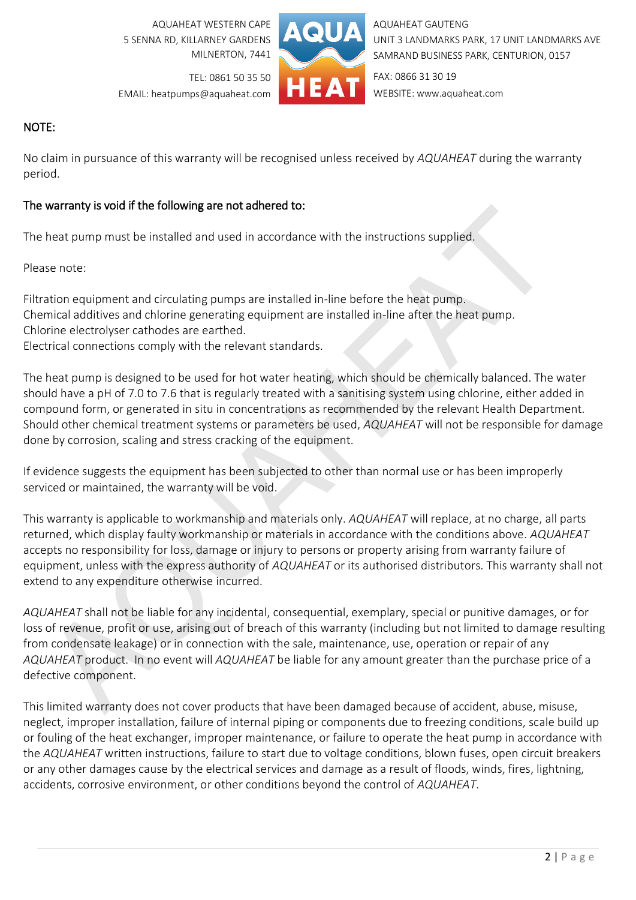NOTE:

No claim in pursuance of this warranty will be recognised unless received by *AQUAHEAT* during the warranty period.

The warranty is void if the following are not adhered to:

The heat pump must be installed and used in accordance with the instructions supplied.

Please note:

Filtration equipment and circulating pumps are installed in-line before the heat pump.
Chemical additives and chlorine generating equipment are installed in-line after the heat pump.
Chlorine electrolyser cathodes are earthed.
Electrical connections comply with the relevant standards.

The heat pump is designed to be used for hot water heating, which should be chemically balanced. The water should have a pH of 7.0 to 7.6 that is regularly treated with a sanitising system using chlorine, either added in compound form, or generated in situ in concentrations as recommended by the relevant Health Department. Should other chemical treatment systems or parameters be used, *AQUAHEAT* will not be responsible for damage done by corrosion, scaling and stress cracking of the equipment.

If evidence suggests the equipment has been subjected to other than normal use or has been improperly serviced or maintained, the warranty will be void.

This warranty is applicable to workmanship and materials only. *AQUAHEAT* will replace, at no charge, all parts returned, which display faulty workmanship or materials in accordance with the conditions above. *AQUAHEAT* accepts no responsibility for loss, damage or injury to persons or property arising from warranty failure of equipment, unless with the express authority of *AQUAHEAT* or its authorised distributors. This warranty shall not extend to any expenditure otherwise incurred.

*AQUAHEAT* shall not be liable for any incidental, consequential, exemplary, special or punitive damages, or for loss of revenue, profit or use, arising out of breach of this warranty (including but not limited to damage resulting from condensate leakage) or in connection with the sale, maintenance, use, operation or repair of any *AQUAHEAT* product. In no event will *AQUAHEAT* be liable for any amount greater than the purchase price of a defective component.

This limited warranty does not cover products that have been damaged because of accident, abuse, misuse, neglect, improper installation, failure of internal piping or components due to freezing conditions, scale build up or fouling of the heat exchanger, improper maintenance, or failure to operate the heat pump in accordance with the *AQUAHEAT* written instructions, failure to start due to voltage conditions, blown fuses, open circuit breakers or any other damages cause by the electrical services and damage as a result of floods, winds, fires, lightning, accidents, corrosive environment, or other conditions beyond the control of *AQUAHEAT*.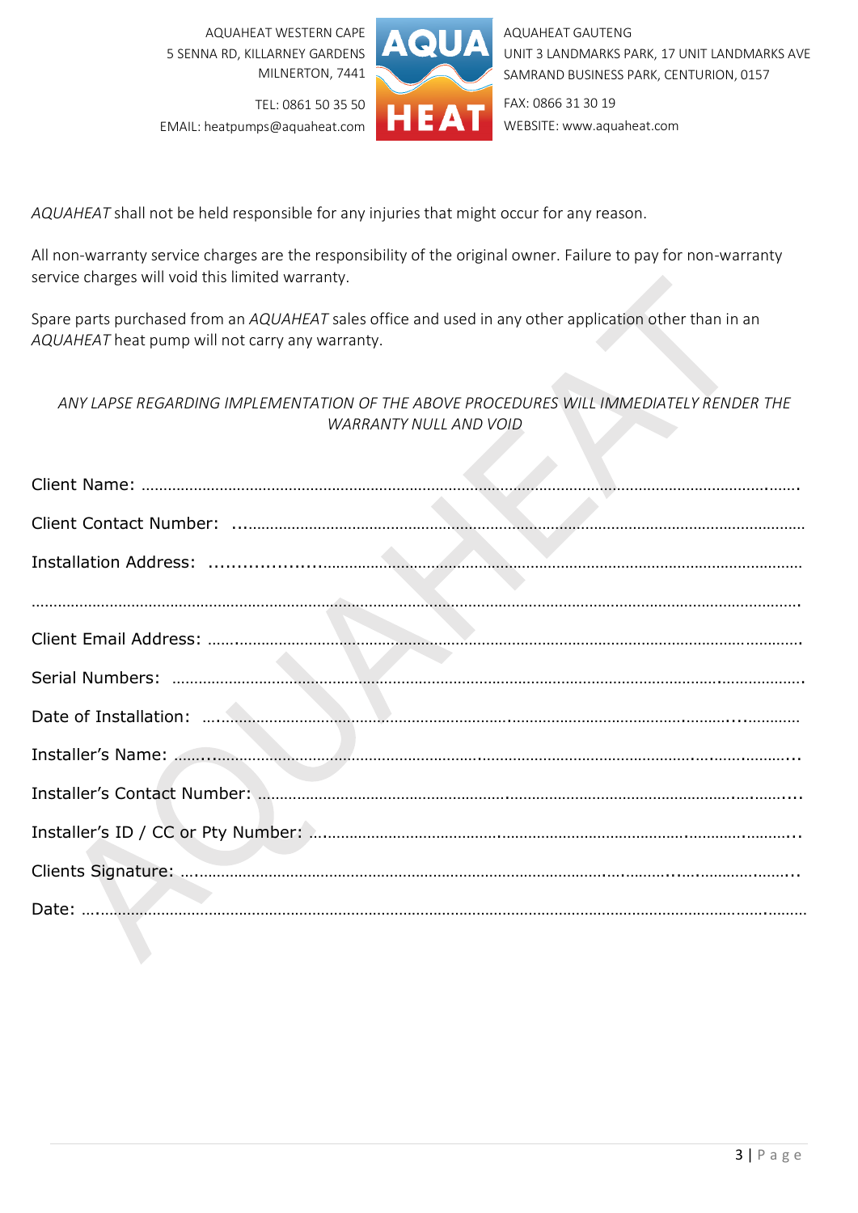AQUAHEAT WESTERN CAPE
5 SENNA RD, KILLARNEY GARDENS
MILNERTON, 7441

TEL: 0861 50 35 50
EMAIL: heatpumps@aquaheat.com

AQUAHEAT GAUTENG
UNIT 3 LANDMARKS PARK, 17 UNIT LANDMARKS AVE
SAMRAND BUSINESS PARK, CENTURION, 0157

FAX: 0866 31 30 19
WEBSITE: www.aquaheat.com

*AQUAHEAT* shall not be held responsible for any injuries that might occur for any reason.

All non-warranty service charges are the responsibility of the original owner. Failure to pay for non-warranty service charges will void this limited warranty.

Spare parts purchased from an *AQUAHEAT* sales office and used in any other application other than in an *AQUAHEAT* heat pump will not carry any warranty.

*ANY LAPSE REGARDING IMPLEMENTATION OF THE ABOVE PROCEDURES WILL IMMEDIATELY RENDER THE WARRANTY NULL AND VOID*

Client Name: ……………………………………………………………………………………………………………………………

Client Contact Number: ………………………………………………………………………………………………………………

Installation Address: …………………………………………………………………………………………………………………

…………………………………………………………………………………………………………………………………………………

Client Email Address: …………………………………………………………………………………………………………………

Serial Numbers: ………………………………………………………………………………………………………………………

Date of Installation: …………………………………………………………………………………………………………………

Installer's Name: ………………………………………………………………………………………………………………………

Installer's Contact Number: …………………………………………………………………………………………………………

Installer's ID / CC or Pty Number: …………………………………………………………………………………………………

Clients Signature: ……………………………………………………………………………………………………………………

Date: …………………………………………………………………………………………………………………………………………